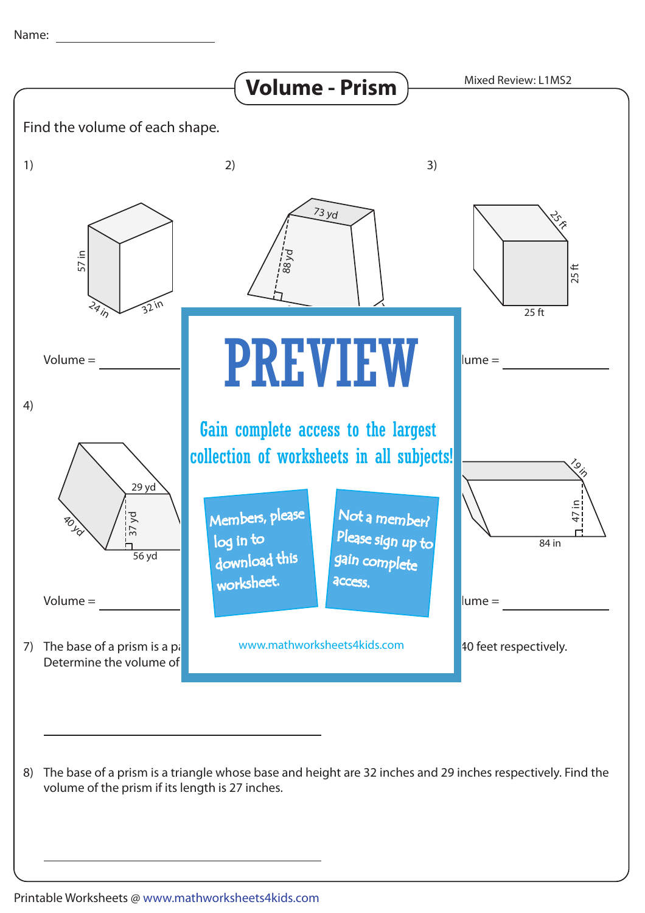Name: ____________________

# Volume - Prism

Mixed Review: L1MS2

Find the volume of each shape.

1)

57 in

24 in

32 in

Volume = ____________

2)

73 yd

88 yd

3)

25 ft

25 ft

25 ft

lume = ____________

4)

29 yd

37 yd

40 yd

56 yd

Volume = ____________

19 in

47 in

84 in

lume = ____________

# PREVIEW

Gain complete access to the largest collection of worksheets in all subjects!

Members, please log in to download this worksheet.

Not a member? Please sign up to gain complete access.

www.mathworksheets4kids.com

7) The base of a prism is a pa... 40 feet respectively. Determine the volume of

____________________

8) The base of a prism is a triangle whose base and height are 32 inches and 29 inches respectively. Find the volume of the prism if its length is 27 inches.

____________________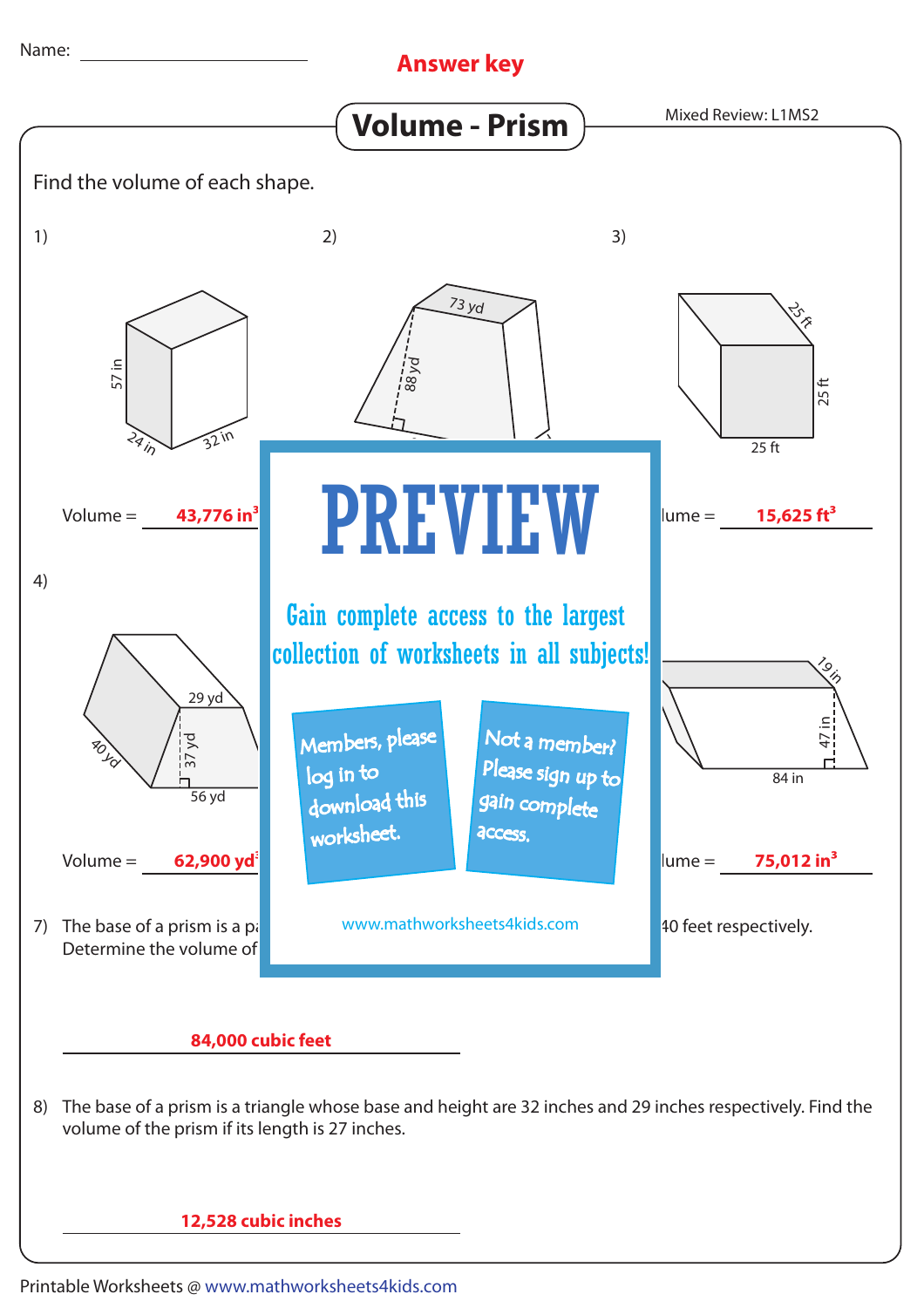Name: ______________________

**Answer key**

# Volume - Prism

Mixed Review: L1MS2

Find the volume of each shape.

1)

57 in

24 in

32 in

Volume = **43,776 in$^3$**

2)

73 yd

88 yd

3)

25 ft

25 ft

25 ft

Volume = **15,625 ft$^3$**

4)

29 yd

37 yd

40 yd

56 yd

Volume = **62,900 yd$^3$**

19 in

47 in

84 in

Volume = **75,012 in$^3$**

# PREVIEW

Gain complete access to the largest collection of worksheets in all subjects!

Members, please log in to download this worksheet.

Not a member? Please sign up to gain complete access.

www.mathworksheets4kids.com

7) The base of a prism is a pa... 40 feet respectively. Determine the volume of ...

**84,000 cubic feet**

8) The base of a prism is a triangle whose base and height are 32 inches and 29 inches respectively. Find the volume of the prism if its length is 27 inches.

**12,528 cubic inches**

Printable Worksheets @ www.mathworksheets4kids.com